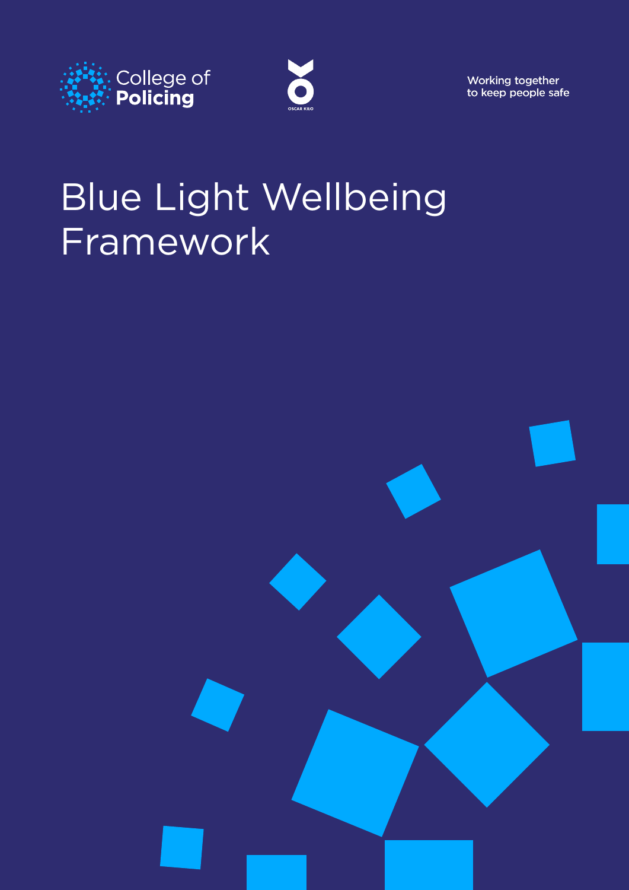College of Policing

OSCAR KILO

Working together to keep people safe

# Blue Light Wellbeing Framework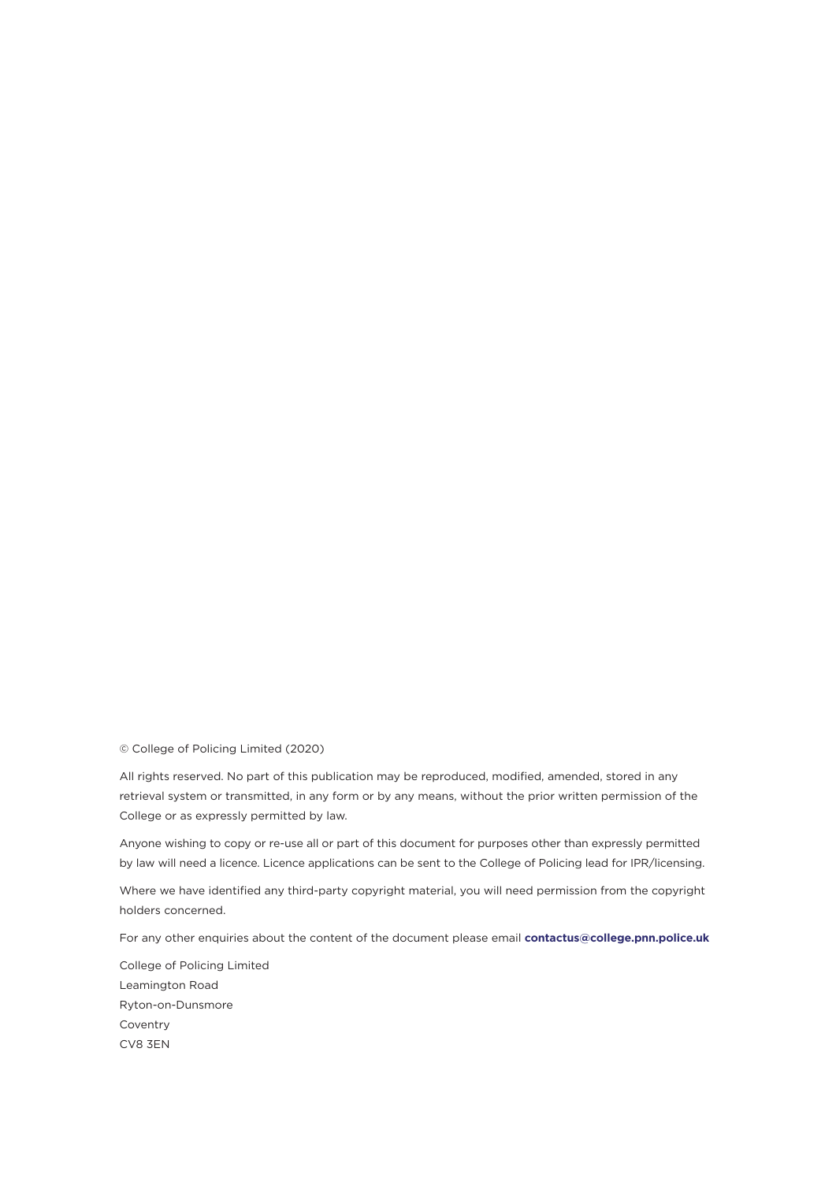© College of Policing Limited (2020)

All rights reserved. No part of this publication may be reproduced, modified, amended, stored in any retrieval system or transmitted, in any form or by any means, without the prior written permission of the College or as expressly permitted by law.

Anyone wishing to copy or re-use all or part of this document for purposes other than expressly permitted by law will need a licence. Licence applications can be sent to the College of Policing lead for IPR/licensing.

Where we have identified any third-party copyright material, you will need permission from the copyright holders concerned.

For any other enquiries about the content of the document please email **contactus@college.pnn.police.uk**

College of Policing Limited
Leamington Road
Ryton-on-Dunsmore
Coventry
CV8 3EN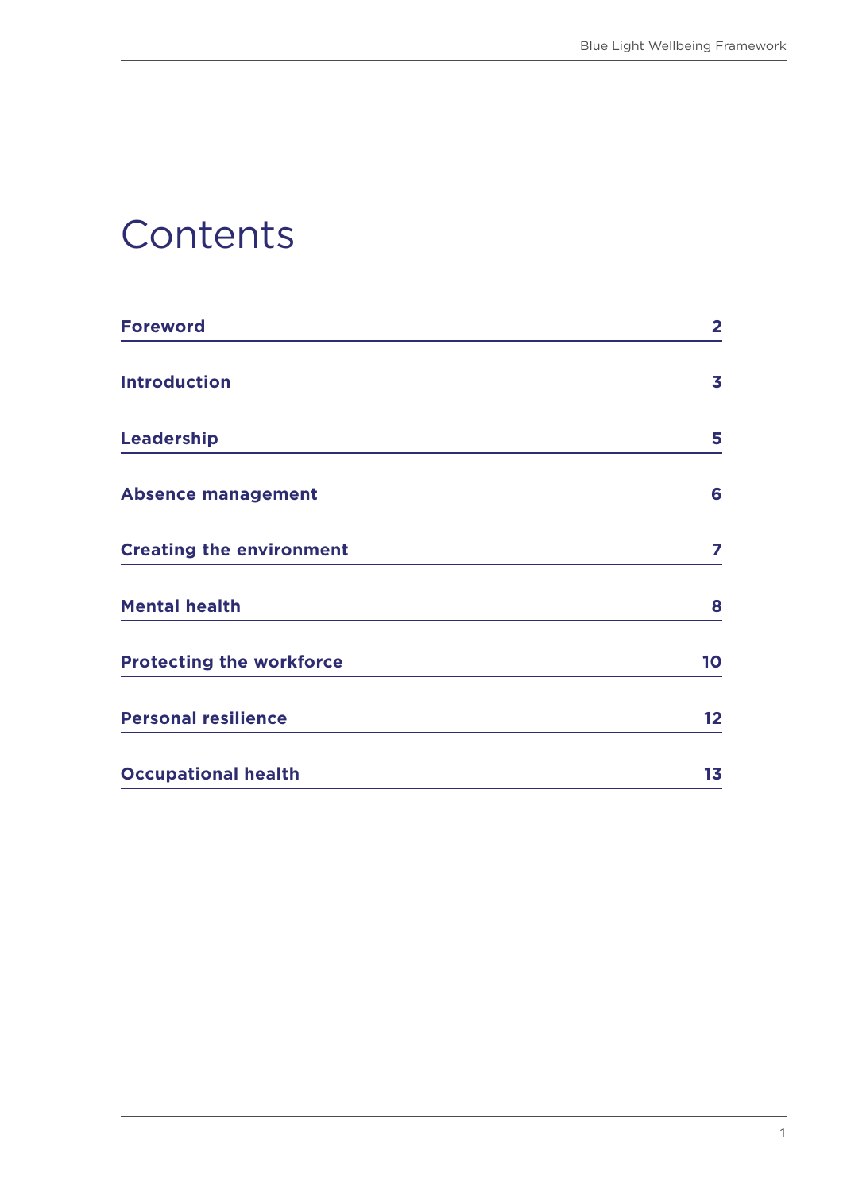# Contents

| | |
|---|---|
| **Foreword** | **2** |
| **Introduction** | **3** |
| **Leadership** | **5** |
| **Absence management** | **6** |
| **Creating the environment** | **7** |
| **Mental health** | **8** |
| **Protecting the workforce** | **10** |
| **Personal resilience** | **12** |
| **Occupational health** | **13** |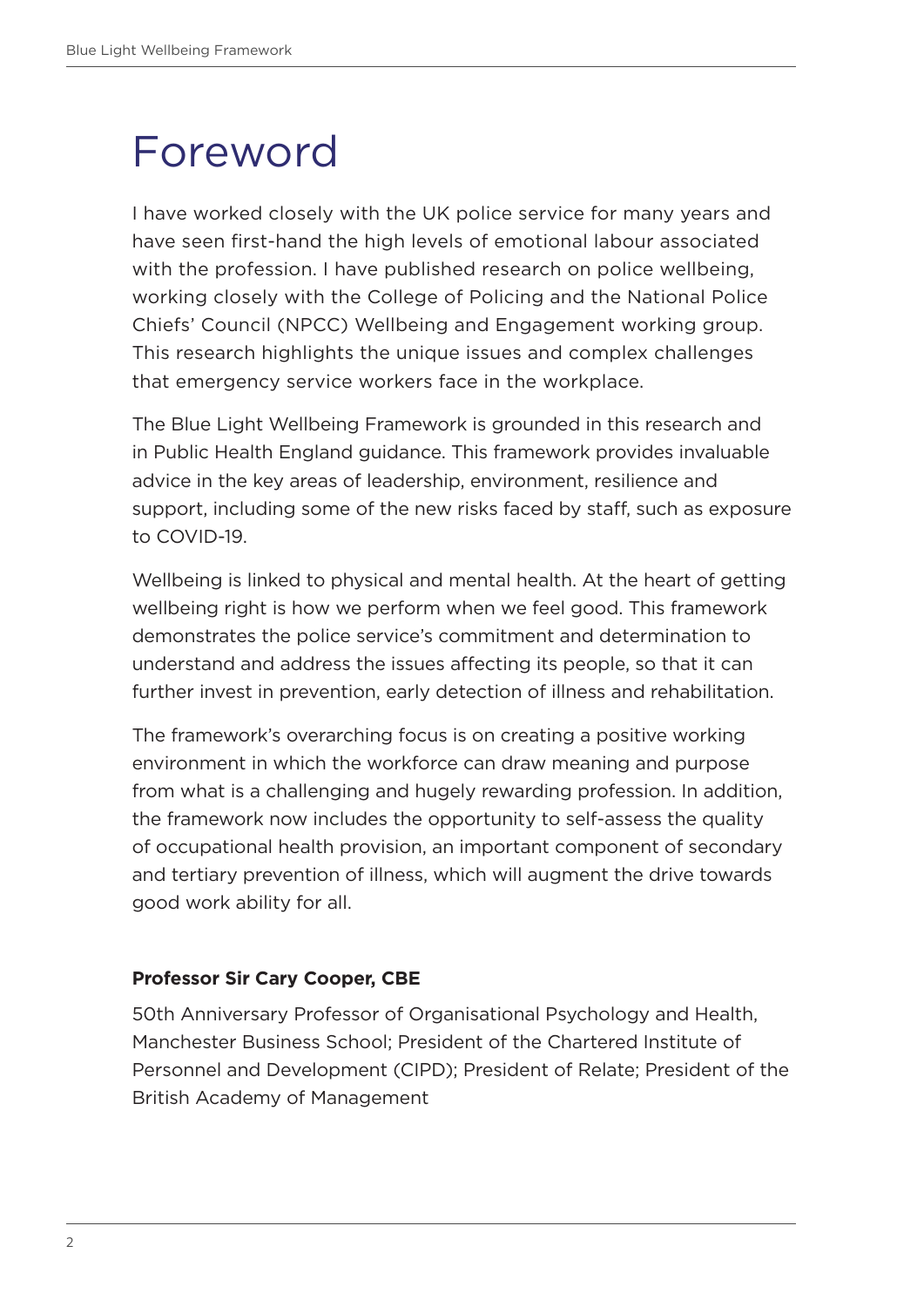# Foreword

I have worked closely with the UK police service for many years and have seen first-hand the high levels of emotional labour associated with the profession. I have published research on police wellbeing, working closely with the College of Policing and the National Police Chiefs' Council (NPCC) Wellbeing and Engagement working group. This research highlights the unique issues and complex challenges that emergency service workers face in the workplace.

The Blue Light Wellbeing Framework is grounded in this research and in Public Health England guidance. This framework provides invaluable advice in the key areas of leadership, environment, resilience and support, including some of the new risks faced by staff, such as exposure to COVID-19.

Wellbeing is linked to physical and mental health. At the heart of getting wellbeing right is how we perform when we feel good. This framework demonstrates the police service's commitment and determination to understand and address the issues affecting its people, so that it can further invest in prevention, early detection of illness and rehabilitation.

The framework's overarching focus is on creating a positive working environment in which the workforce can draw meaning and purpose from what is a challenging and hugely rewarding profession. In addition, the framework now includes the opportunity to self-assess the quality of occupational health provision, an important component of secondary and tertiary prevention of illness, which will augment the drive towards good work ability for all.

**Professor Sir Cary Cooper, CBE**

50th Anniversary Professor of Organisational Psychology and Health, Manchester Business School; President of the Chartered Institute of Personnel and Development (CIPD); President of Relate; President of the British Academy of Management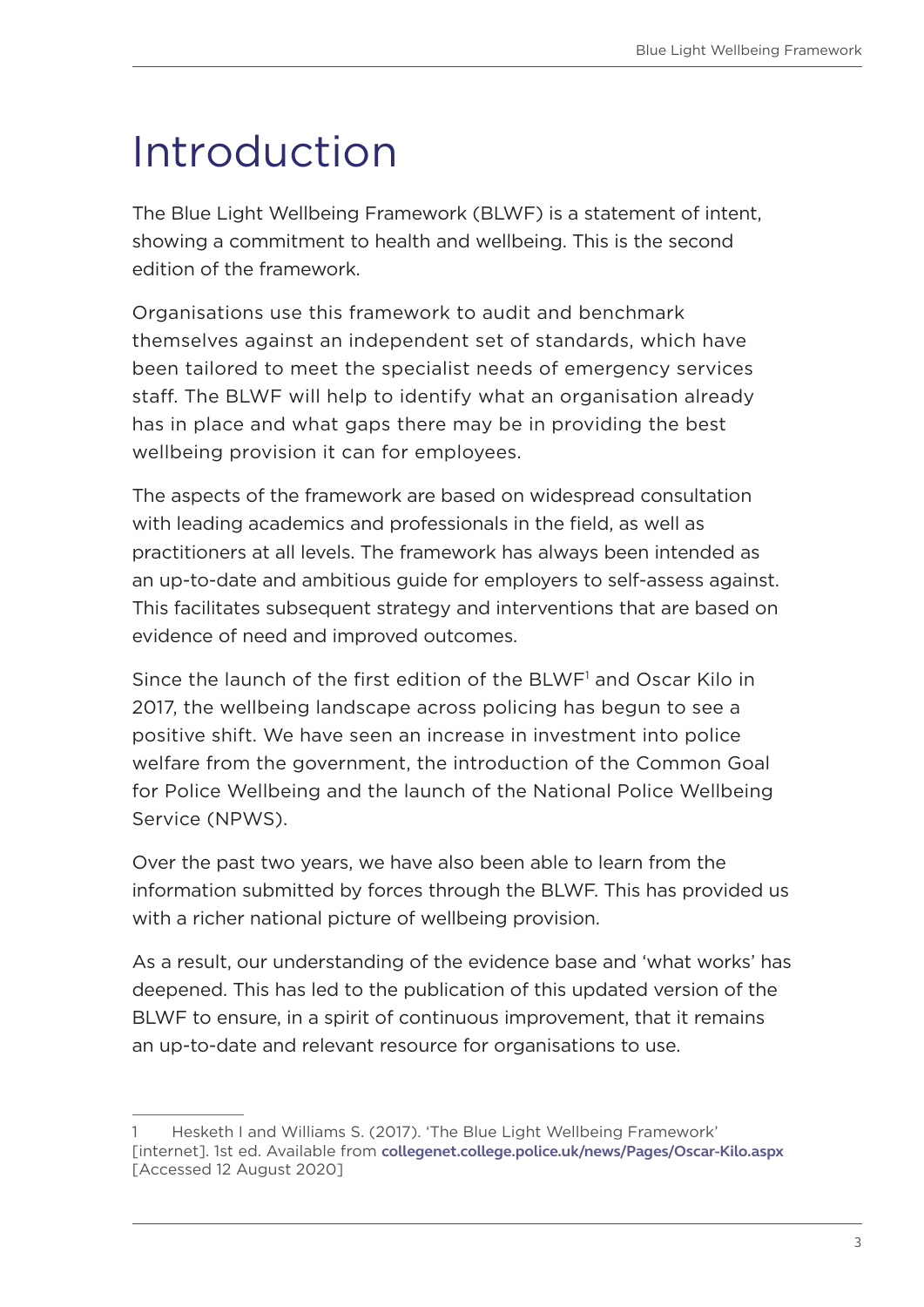# Introduction

The Blue Light Wellbeing Framework (BLWF) is a statement of intent, showing a commitment to health and wellbeing. This is the second edition of the framework.

Organisations use this framework to audit and benchmark themselves against an independent set of standards, which have been tailored to meet the specialist needs of emergency services staff. The BLWF will help to identify what an organisation already has in place and what gaps there may be in providing the best wellbeing provision it can for employees.

The aspects of the framework are based on widespread consultation with leading academics and professionals in the field, as well as practitioners at all levels. The framework has always been intended as an up-to-date and ambitious guide for employers to self-assess against. This facilitates subsequent strategy and interventions that are based on evidence of need and improved outcomes.

Since the launch of the first edition of the BLWF[1] and Oscar Kilo in 2017, the wellbeing landscape across policing has begun to see a positive shift. We have seen an increase in investment into police welfare from the government, the introduction of the Common Goal for Police Wellbeing and the launch of the National Police Wellbeing Service (NPWS).

Over the past two years, we have also been able to learn from the information submitted by forces through the BLWF. This has provided us with a richer national picture of wellbeing provision.

As a result, our understanding of the evidence base and 'what works' has deepened. This has led to the publication of this updated version of the BLWF to ensure, in a spirit of continuous improvement, that it remains an up-to-date and relevant resource for organisations to use.

---

1 Hesketh I and Williams S. (2017). 'The Blue Light Wellbeing Framework' [internet]. 1st ed. Available from **collegenet.college.police.uk/news/Pages/Oscar-Kilo.aspx** [Accessed 12 August 2020]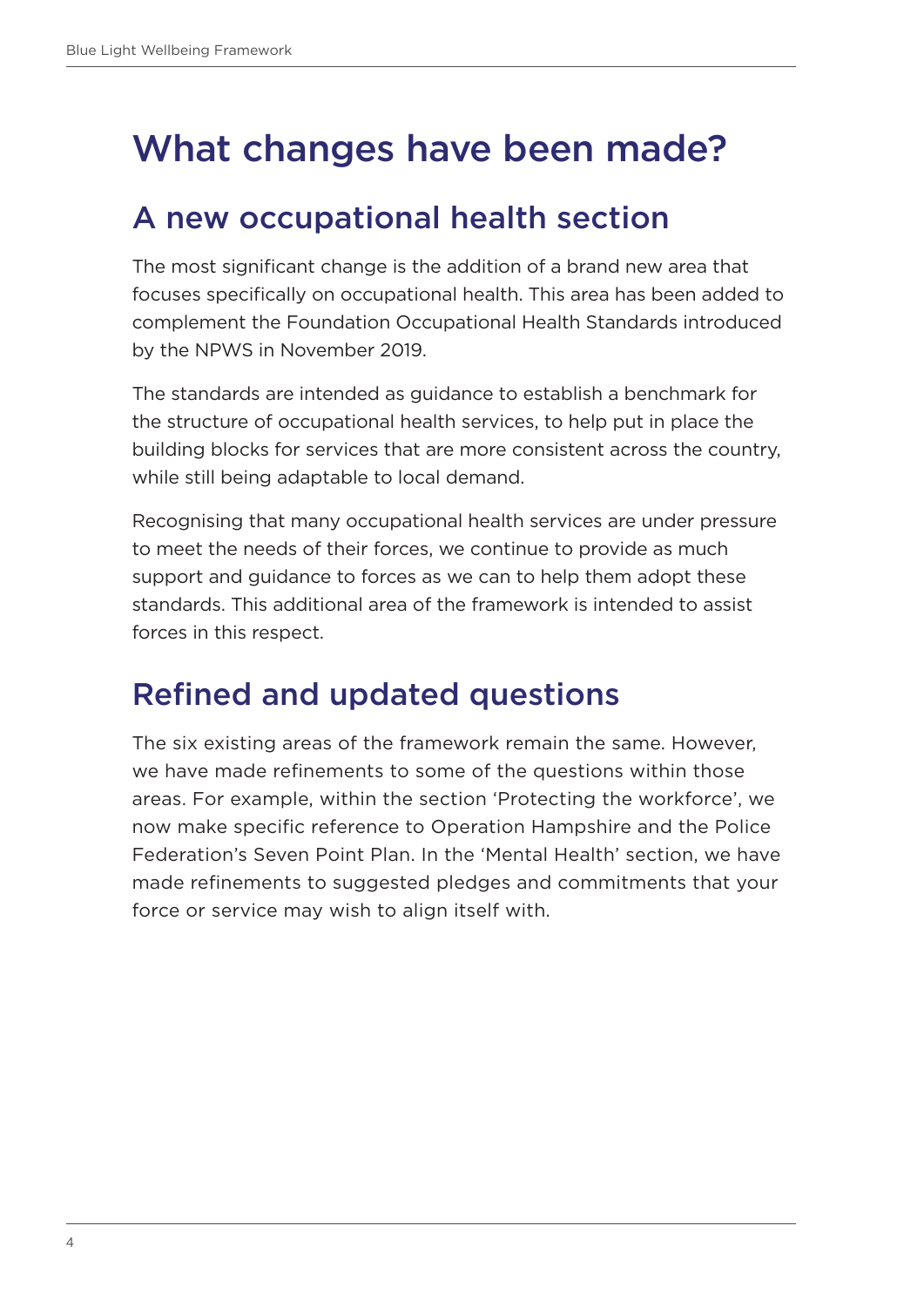# What changes have been made?

## A new occupational health section

The most significant change is the addition of a brand new area that focuses specifically on occupational health. This area has been added to complement the Foundation Occupational Health Standards introduced by the NPWS in November 2019.

The standards are intended as guidance to establish a benchmark for the structure of occupational health services, to help put in place the building blocks for services that are more consistent across the country, while still being adaptable to local demand.

Recognising that many occupational health services are under pressure to meet the needs of their forces, we continue to provide as much support and guidance to forces as we can to help them adopt these standards. This additional area of the framework is intended to assist forces in this respect.

## Refined and updated questions

The six existing areas of the framework remain the same. However, we have made refinements to some of the questions within those areas. For example, within the section 'Protecting the workforce', we now make specific reference to Operation Hampshire and the Police Federation's Seven Point Plan. In the 'Mental Health' section, we have made refinements to suggested pledges and commitments that your force or service may wish to align itself with.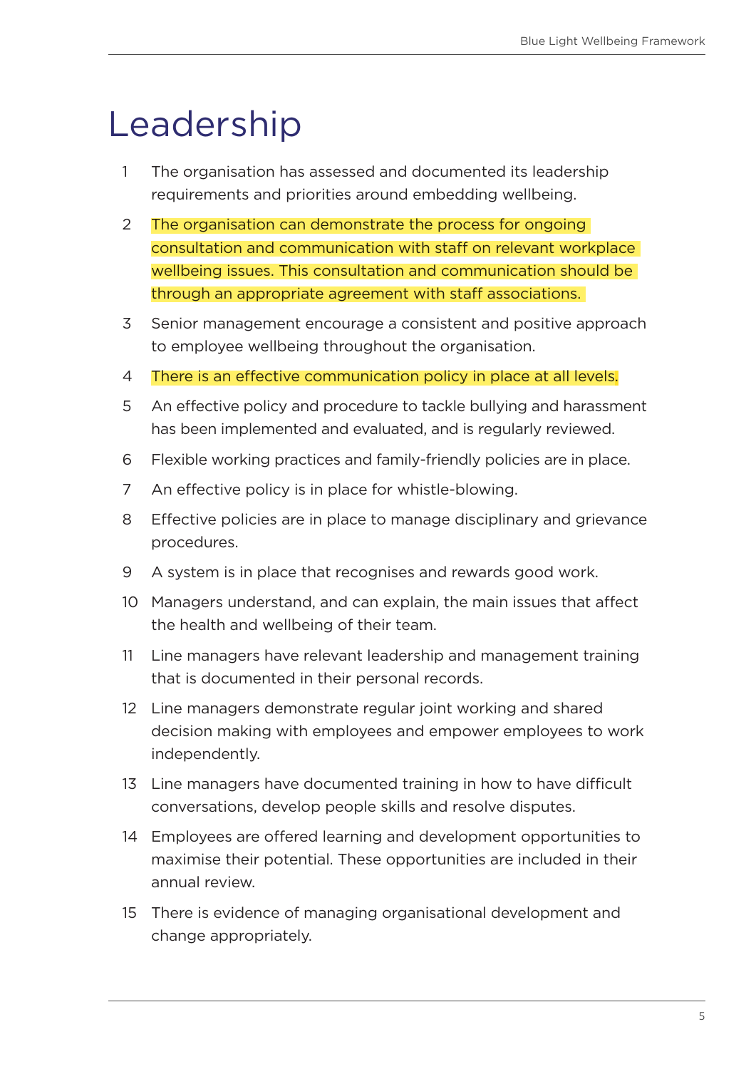# Leadership

1. The organisation has assessed and documented its leadership requirements and priorities around embedding wellbeing.
2. The organisation can demonstrate the process for ongoing consultation and communication with staff on relevant workplace wellbeing issues. This consultation and communication should be through an appropriate agreement with staff associations.
3. Senior management encourage a consistent and positive approach to employee wellbeing throughout the organisation.
4. There is an effective communication policy in place at all levels.
5. An effective policy and procedure to tackle bullying and harassment has been implemented and evaluated, and is regularly reviewed.
6. Flexible working practices and family-friendly policies are in place.
7. An effective policy is in place for whistle-blowing.
8. Effective policies are in place to manage disciplinary and grievance procedures.
9. A system is in place that recognises and rewards good work.
10. Managers understand, and can explain, the main issues that affect the health and wellbeing of their team.
11. Line managers have relevant leadership and management training that is documented in their personal records.
12. Line managers demonstrate regular joint working and shared decision making with employees and empower employees to work independently.
13. Line managers have documented training in how to have difficult conversations, develop people skills and resolve disputes.
14. Employees are offered learning and development opportunities to maximise their potential. These opportunities are included in their annual review.
15. There is evidence of managing organisational development and change appropriately.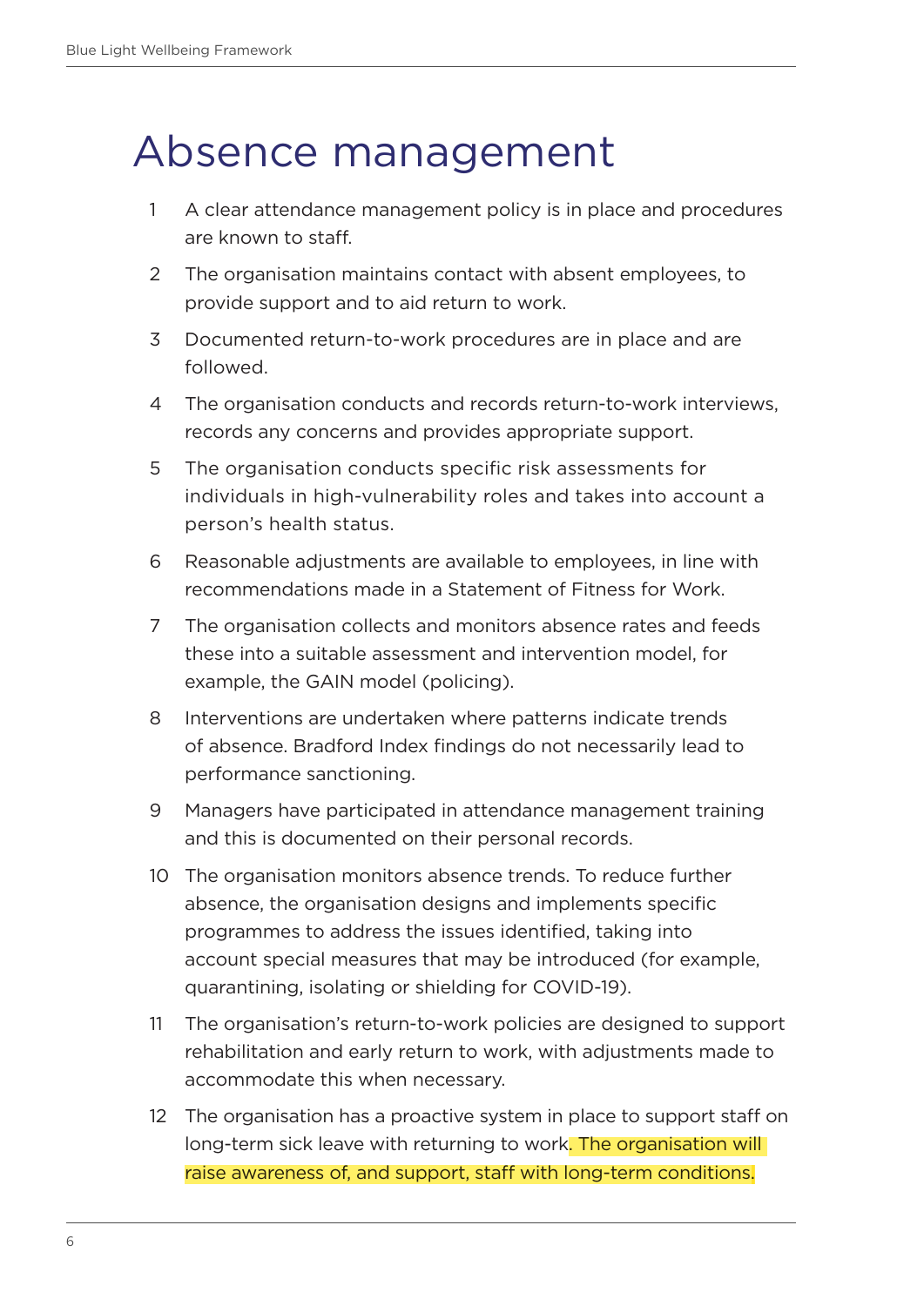# Absence management

1. A clear attendance management policy is in place and procedures are known to staff.
2. The organisation maintains contact with absent employees, to provide support and to aid return to work.
3. Documented return-to-work procedures are in place and are followed.
4. The organisation conducts and records return-to-work interviews, records any concerns and provides appropriate support.
5. The organisation conducts specific risk assessments for individuals in high-vulnerability roles and takes into account a person's health status.
6. Reasonable adjustments are available to employees, in line with recommendations made in a Statement of Fitness for Work.
7. The organisation collects and monitors absence rates and feeds these into a suitable assessment and intervention model, for example, the GAIN model (policing).
8. Interventions are undertaken where patterns indicate trends of absence. Bradford Index findings do not necessarily lead to performance sanctioning.
9. Managers have participated in attendance management training and this is documented on their personal records.
10. The organisation monitors absence trends. To reduce further absence, the organisation designs and implements specific programmes to address the issues identified, taking into account special measures that may be introduced (for example, quarantining, isolating or shielding for COVID-19).
11. The organisation's return-to-work policies are designed to support rehabilitation and early return to work, with adjustments made to accommodate this when necessary.
12. The organisation has a proactive system in place to support staff on long-term sick leave with returning to work. The organisation will raise awareness of, and support, staff with long-term conditions.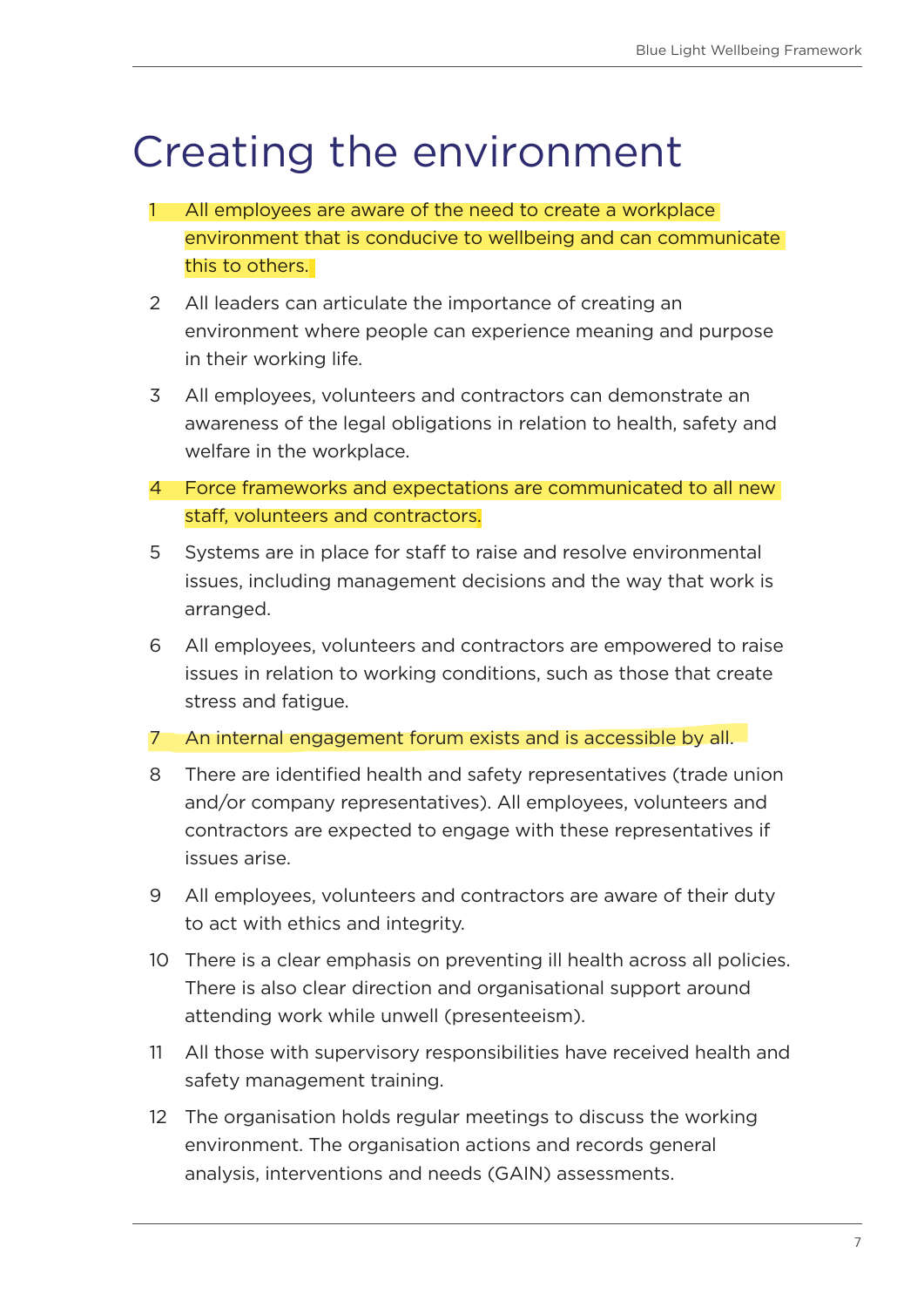# Creating the environment

1. All employees are aware of the need to create a workplace environment that is conducive to wellbeing and can communicate this to others.
2. All leaders can articulate the importance of creating an environment where people can experience meaning and purpose in their working life.
3. All employees, volunteers and contractors can demonstrate an awareness of the legal obligations in relation to health, safety and welfare in the workplace.
4. Force frameworks and expectations are communicated to all new staff, volunteers and contractors.
5. Systems are in place for staff to raise and resolve environmental issues, including management decisions and the way that work is arranged.
6. All employees, volunteers and contractors are empowered to raise issues in relation to working conditions, such as those that create stress and fatigue.
7. An internal engagement forum exists and is accessible by all.
8. There are identified health and safety representatives (trade union and/or company representatives). All employees, volunteers and contractors are expected to engage with these representatives if issues arise.
9. All employees, volunteers and contractors are aware of their duty to act with ethics and integrity.
10. There is a clear emphasis on preventing ill health across all policies. There is also clear direction and organisational support around attending work while unwell (presenteeism).
11. All those with supervisory responsibilities have received health and safety management training.
12. The organisation holds regular meetings to discuss the working environment. The organisation actions and records general analysis, interventions and needs (GAIN) assessments.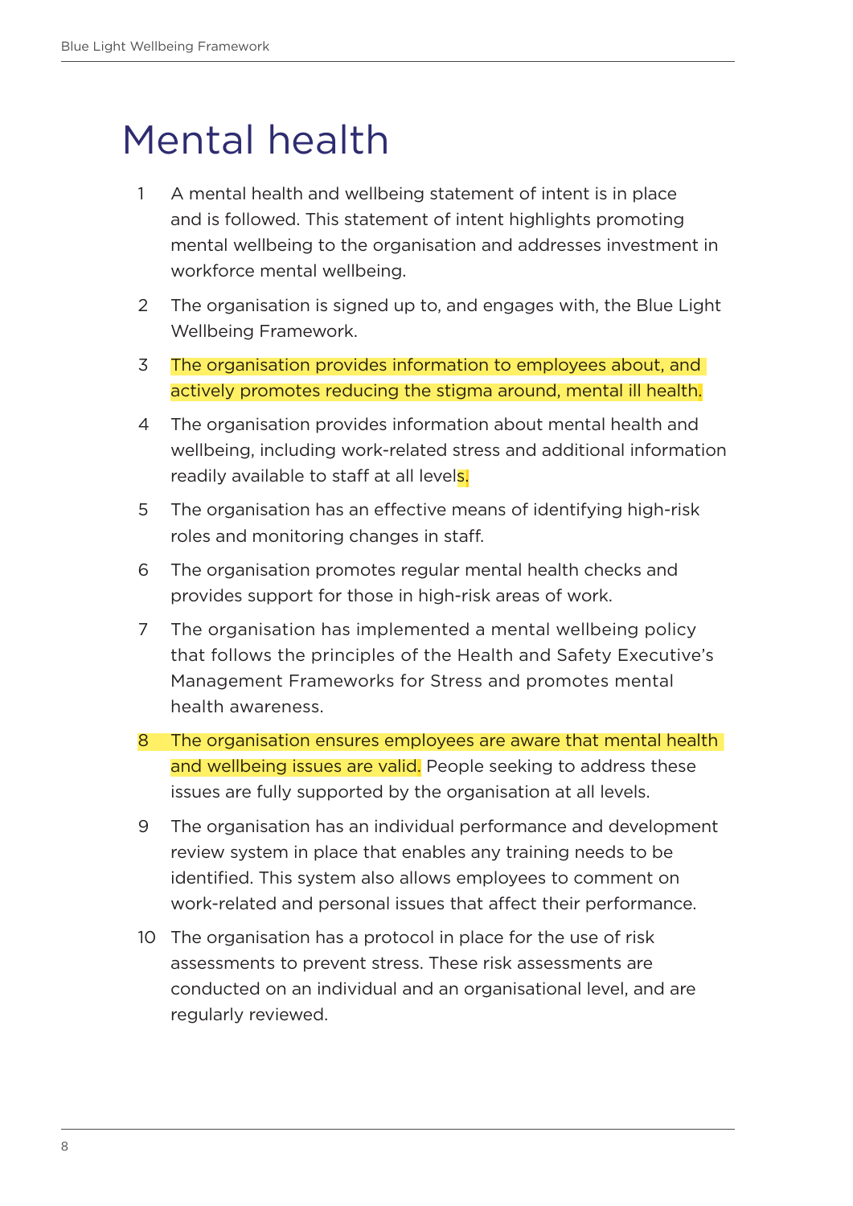# Mental health

1. A mental health and wellbeing statement of intent is in place and is followed. This statement of intent highlights promoting mental wellbeing to the organisation and addresses investment in workforce mental wellbeing.
2. The organisation is signed up to, and engages with, the Blue Light Wellbeing Framework.
3. The organisation provides information to employees about, and actively promotes reducing the stigma around, mental ill health.
4. The organisation provides information about mental health and wellbeing, including work-related stress and additional information readily available to staff at all levels.
5. The organisation has an effective means of identifying high-risk roles and monitoring changes in staff.
6. The organisation promotes regular mental health checks and provides support for those in high-risk areas of work.
7. The organisation has implemented a mental wellbeing policy that follows the principles of the Health and Safety Executive's Management Frameworks for Stress and promotes mental health awareness.
8. The organisation ensures employees are aware that mental health and wellbeing issues are valid. People seeking to address these issues are fully supported by the organisation at all levels.
9. The organisation has an individual performance and development review system in place that enables any training needs to be identified. This system also allows employees to comment on work-related and personal issues that affect their performance.
10. The organisation has a protocol in place for the use of risk assessments to prevent stress. These risk assessments are conducted on an individual and an organisational level, and are regularly reviewed.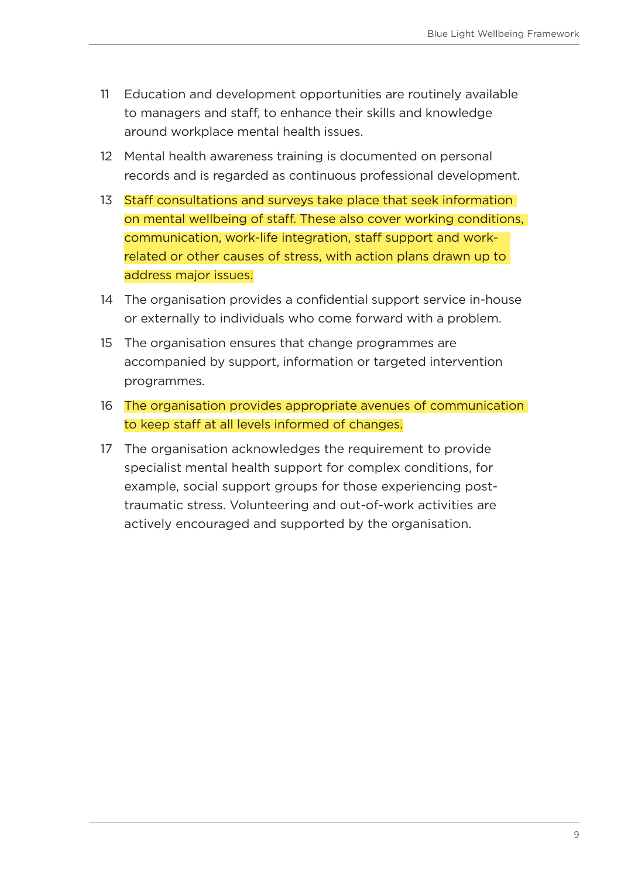11. Education and development opportunities are routinely available to managers and staff, to enhance their skills and knowledge around workplace mental health issues.
12. Mental health awareness training is documented on personal records and is regarded as continuous professional development.
13. Staff consultations and surveys take place that seek information on mental wellbeing of staff. These also cover working conditions, communication, work-life integration, staff support and work-related or other causes of stress, with action plans drawn up to address major issues.
14. The organisation provides a confidential support service in-house or externally to individuals who come forward with a problem.
15. The organisation ensures that change programmes are accompanied by support, information or targeted intervention programmes.
16. The organisation provides appropriate avenues of communication to keep staff at all levels informed of changes.
17. The organisation acknowledges the requirement to provide specialist mental health support for complex conditions, for example, social support groups for those experiencing post-traumatic stress. Volunteering and out-of-work activities are actively encouraged and supported by the organisation.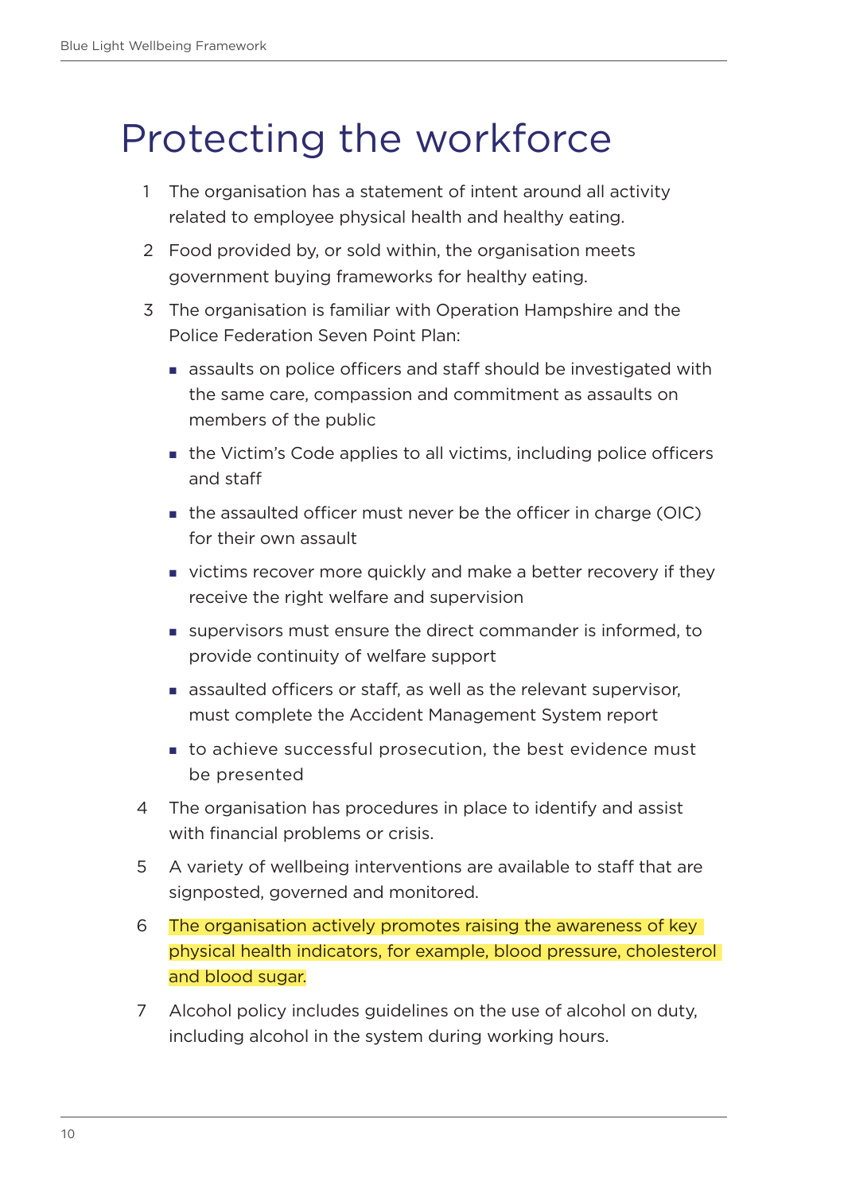# Protecting the workforce

1. The organisation has a statement of intent around all activity related to employee physical health and healthy eating.
2. Food provided by, or sold within, the organisation meets government buying frameworks for healthy eating.
3. The organisation is familiar with Operation Hampshire and the Police Federation Seven Point Plan:
    - assaults on police officers and staff should be investigated with the same care, compassion and commitment as assaults on members of the public
    - the Victim's Code applies to all victims, including police officers and staff
    - the assaulted officer must never be the officer in charge (OIC) for their own assault
    - victims recover more quickly and make a better recovery if they receive the right welfare and supervision
    - supervisors must ensure the direct commander is informed, to provide continuity of welfare support
    - assaulted officers or staff, as well as the relevant supervisor, must complete the Accident Management System report
    - to achieve successful prosecution, the best evidence must be presented
4. The organisation has procedures in place to identify and assist with financial problems or crisis.
5. A variety of wellbeing interventions are available to staff that are signposted, governed and monitored.
6. The organisation actively promotes raising the awareness of key physical health indicators, for example, blood pressure, cholesterol and blood sugar.
7. Alcohol policy includes guidelines on the use of alcohol on duty, including alcohol in the system during working hours.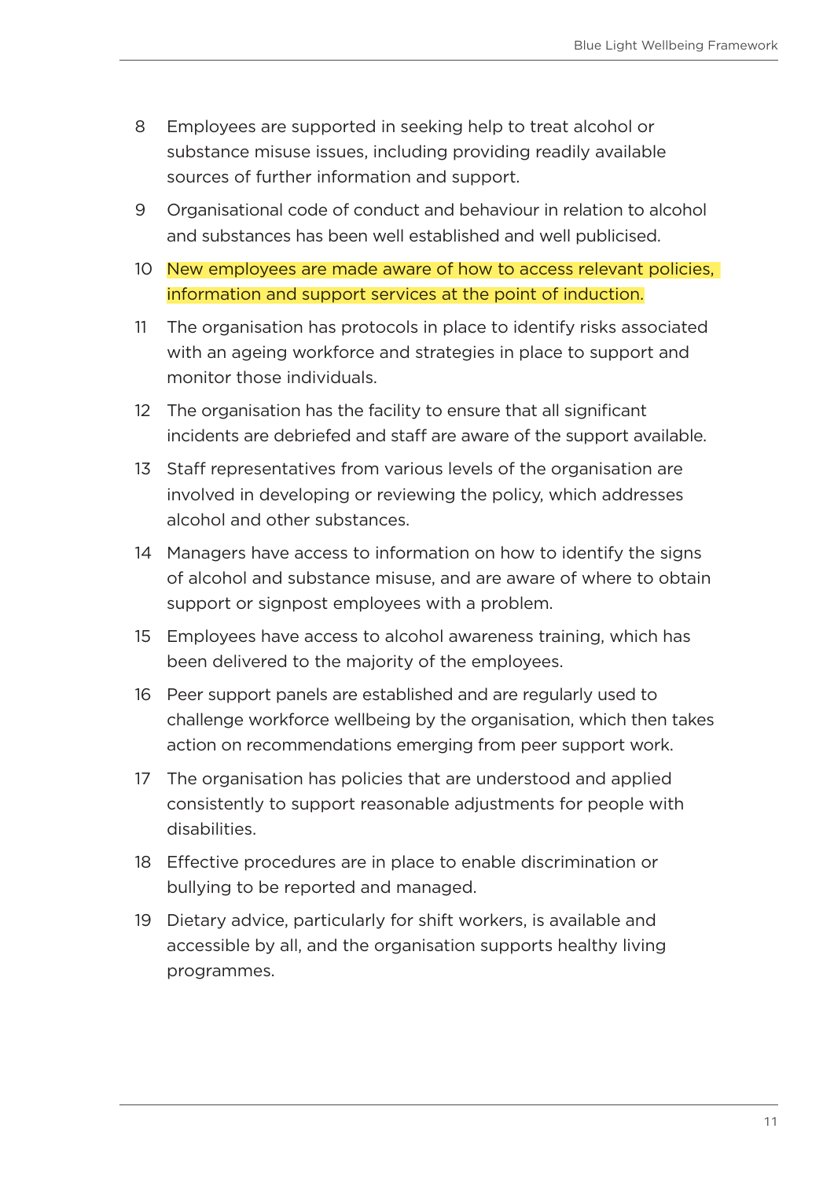8. Employees are supported in seeking help to treat alcohol or substance misuse issues, including providing readily available sources of further information and support.
9. Organisational code of conduct and behaviour in relation to alcohol and substances has been well established and well publicised.
10. New employees are made aware of how to access relevant policies, information and support services at the point of induction.
11. The organisation has protocols in place to identify risks associated with an ageing workforce and strategies in place to support and monitor those individuals.
12. The organisation has the facility to ensure that all significant incidents are debriefed and staff are aware of the support available.
13. Staff representatives from various levels of the organisation are involved in developing or reviewing the policy, which addresses alcohol and other substances.
14. Managers have access to information on how to identify the signs of alcohol and substance misuse, and are aware of where to obtain support or signpost employees with a problem.
15. Employees have access to alcohol awareness training, which has been delivered to the majority of the employees.
16. Peer support panels are established and are regularly used to challenge workforce wellbeing by the organisation, which then takes action on recommendations emerging from peer support work.
17. The organisation has policies that are understood and applied consistently to support reasonable adjustments for people with disabilities.
18. Effective procedures are in place to enable discrimination or bullying to be reported and managed.
19. Dietary advice, particularly for shift workers, is available and accessible by all, and the organisation supports healthy living programmes.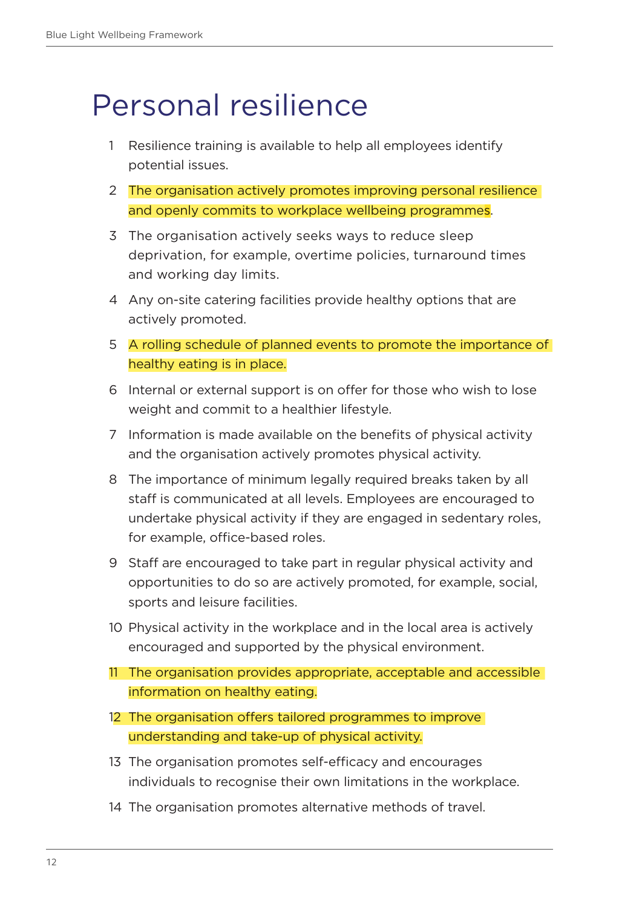# Personal resilience

1. Resilience training is available to help all employees identify potential issues.
2. The organisation actively promotes improving personal resilience and openly commits to workplace wellbeing programmes.
3. The organisation actively seeks ways to reduce sleep deprivation, for example, overtime policies, turnaround times and working day limits.
4. Any on-site catering facilities provide healthy options that are actively promoted.
5. A rolling schedule of planned events to promote the importance of healthy eating is in place.
6. Internal or external support is on offer for those who wish to lose weight and commit to a healthier lifestyle.
7. Information is made available on the benefits of physical activity and the organisation actively promotes physical activity.
8. The importance of minimum legally required breaks taken by all staff is communicated at all levels. Employees are encouraged to undertake physical activity if they are engaged in sedentary roles, for example, office-based roles.
9. Staff are encouraged to take part in regular physical activity and opportunities to do so are actively promoted, for example, social, sports and leisure facilities.
10. Physical activity in the workplace and in the local area is actively encouraged and supported by the physical environment.
11. The organisation provides appropriate, acceptable and accessible information on healthy eating.
12. The organisation offers tailored programmes to improve understanding and take-up of physical activity.
13. The organisation promotes self-efficacy and encourages individuals to recognise their own limitations in the workplace.
14. The organisation promotes alternative methods of travel.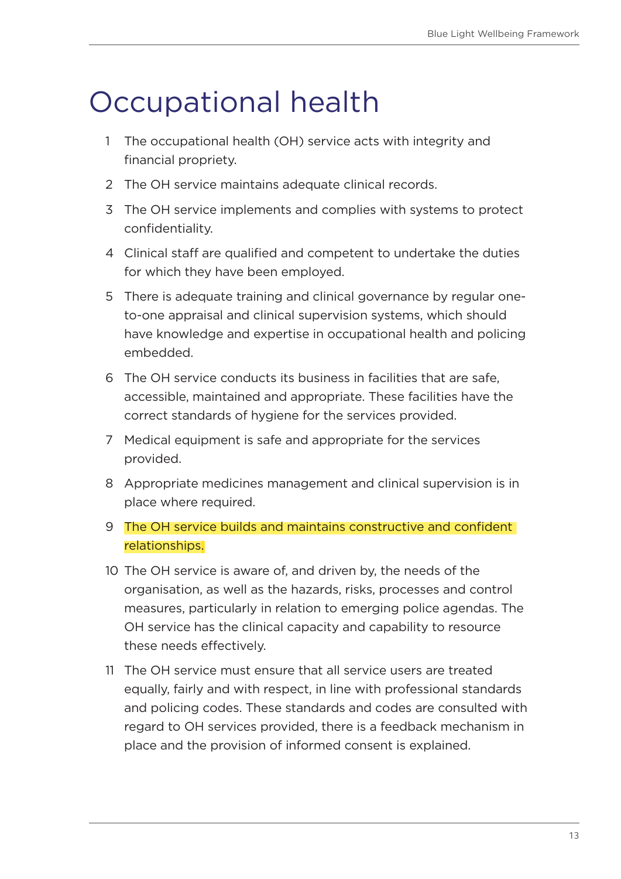# Occupational health

1. The occupational health (OH) service acts with integrity and financial propriety.
2. The OH service maintains adequate clinical records.
3. The OH service implements and complies with systems to protect confidentiality.
4. Clinical staff are qualified and competent to undertake the duties for which they have been employed.
5. There is adequate training and clinical governance by regular one-to-one appraisal and clinical supervision systems, which should have knowledge and expertise in occupational health and policing embedded.
6. The OH service conducts its business in facilities that are safe, accessible, maintained and appropriate. These facilities have the correct standards of hygiene for the services provided.
7. Medical equipment is safe and appropriate for the services provided.
8. Appropriate medicines management and clinical supervision is in place where required.
9. The OH service builds and maintains constructive and confident relationships.
10. The OH service is aware of, and driven by, the needs of the organisation, as well as the hazards, risks, processes and control measures, particularly in relation to emerging police agendas. The OH service has the clinical capacity and capability to resource these needs effectively.
11. The OH service must ensure that all service users are treated equally, fairly and with respect, in line with professional standards and policing codes. These standards and codes are consulted with regard to OH services provided, there is a feedback mechanism in place and the provision of informed consent is explained.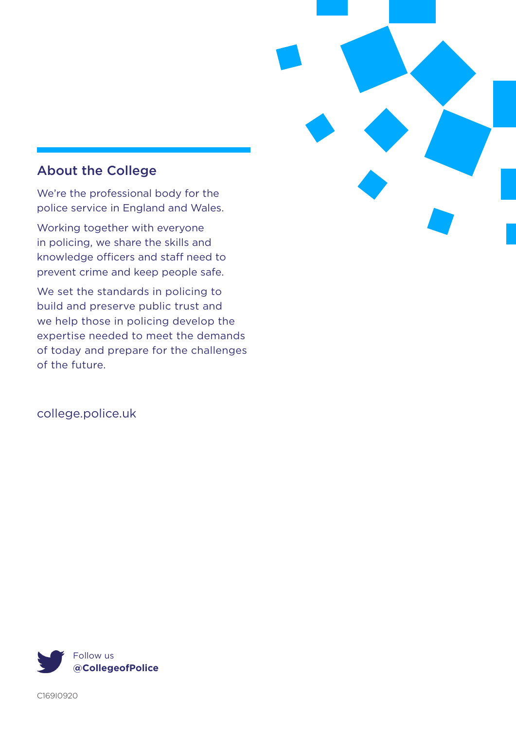## About the College

We're the professional body for the police service in England and Wales.

Working together with everyone in policing, we share the skills and knowledge officers and staff need to prevent crime and keep people safe.

We set the standards in policing to build and preserve public trust and we help those in policing develop the expertise needed to meet the demands of today and prepare for the challenges of the future.

college.police.uk

Follow us
**@CollegeofPolice**

C169I0920